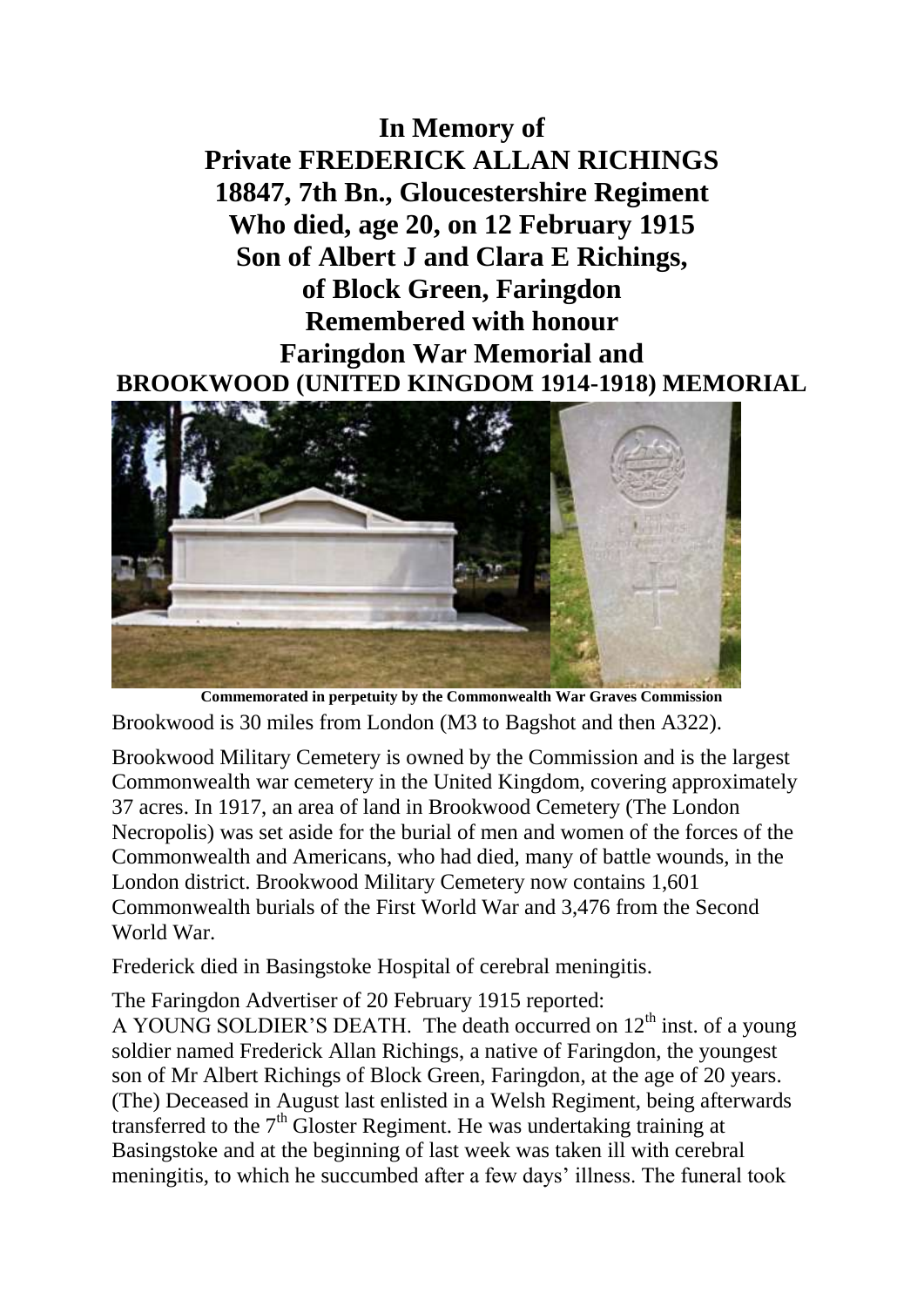**In Memory of**
**Private FREDERICK ALLAN RICHINGS**
**18847, 7th Bn., Gloucestershire Regiment**
**Who died, age 20, on 12 February 1915**
**Son of Albert J and Clara E Richings,**
**of Block Green, Faringdon**
**Remembered with honour**
**Faringdon War Memorial and**
**BROOKWOOD (UNITED KINGDOM 1914-1918) MEMORIAL**

**Commemorated in perpetuity by the Commonwealth War Graves Commission**

Brookwood is 30 miles from London (M3 to Bagshot and then A322).

Brookwood Military Cemetery is owned by the Commission and is the largest Commonwealth war cemetery in the United Kingdom, covering approximately 37 acres. In 1917, an area of land in Brookwood Cemetery (The London Necropolis) was set aside for the burial of men and women of the forces of the Commonwealth and Americans, who had died, many of battle wounds, in the London district. Brookwood Military Cemetery now contains 1,601 Commonwealth burials of the First World War and 3,476 from the Second World War.

Frederick died in Basingstoke Hospital of cerebral meningitis.

The Faringdon Advertiser of 20 February 1915 reported:
A YOUNG SOLDIER'S DEATH. The death occurred on 12th inst. of a young soldier named Frederick Allan Richings, a native of Faringdon, the youngest son of Mr Albert Richings of Block Green, Faringdon, at the age of 20 years. (The) Deceased in August last enlisted in a Welsh Regiment, being afterwards transferred to the 7th Gloster Regiment. He was undertaking training at Basingstoke and at the beginning of last week was taken ill with cerebral meningitis, to which he succumbed after a few days' illness. The funeral took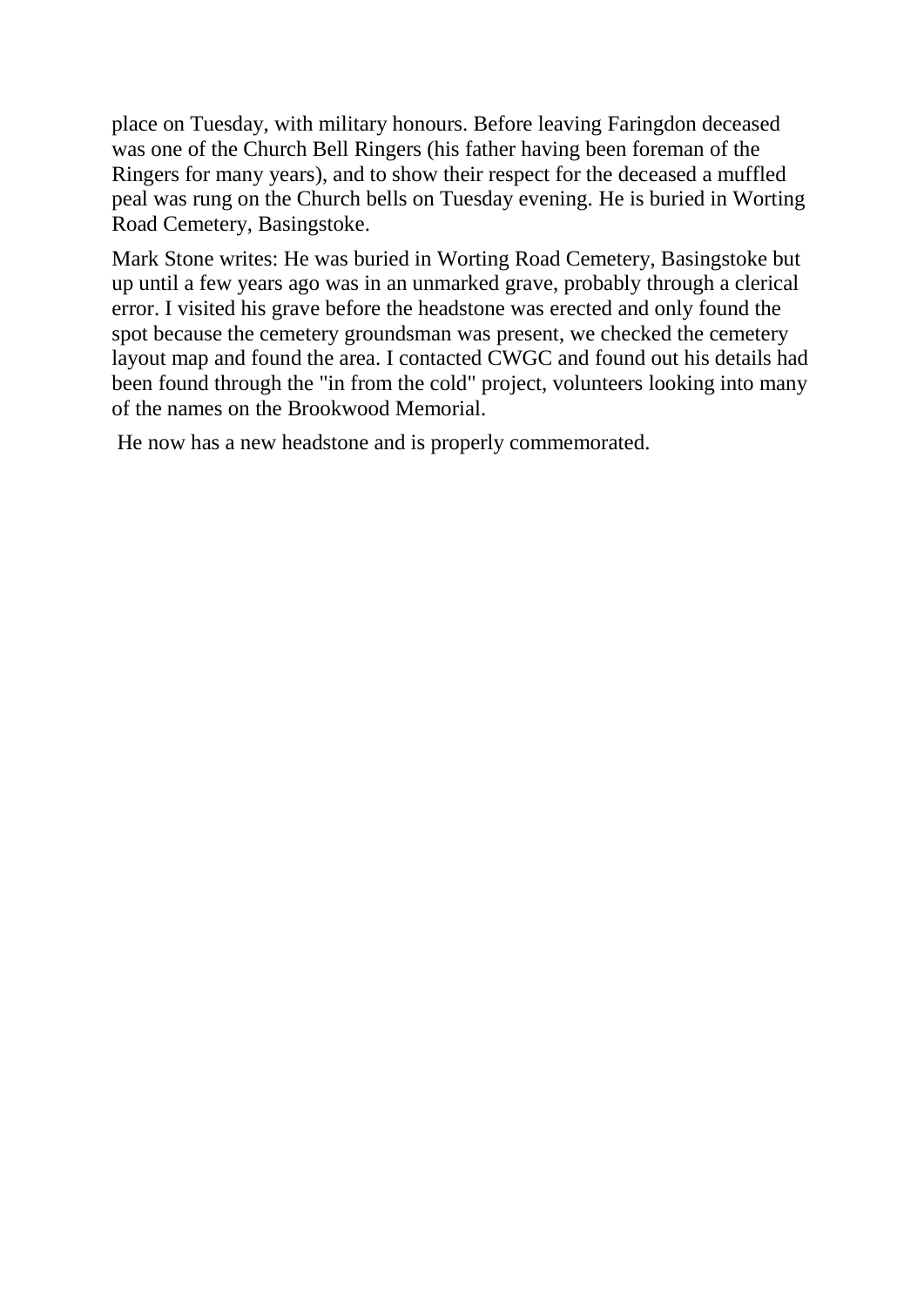place on Tuesday, with military honours. Before leaving Faringdon deceased was one of the Church Bell Ringers (his father having been foreman of the Ringers for many years), and to show their respect for the deceased a muffled peal was rung on the Church bells on Tuesday evening. He is buried in Worting Road Cemetery, Basingstoke.

Mark Stone writes: He was buried in Worting Road Cemetery, Basingstoke but up until a few years ago was in an unmarked grave, probably through a clerical error. I visited his grave before the headstone was erected and only found the spot because the cemetery groundsman was present, we checked the cemetery layout map and found the area. I contacted CWGC and found out his details had been found through the "in from the cold" project, volunteers looking into many of the names on the Brookwood Memorial.

He now has a new headstone and is properly commemorated.